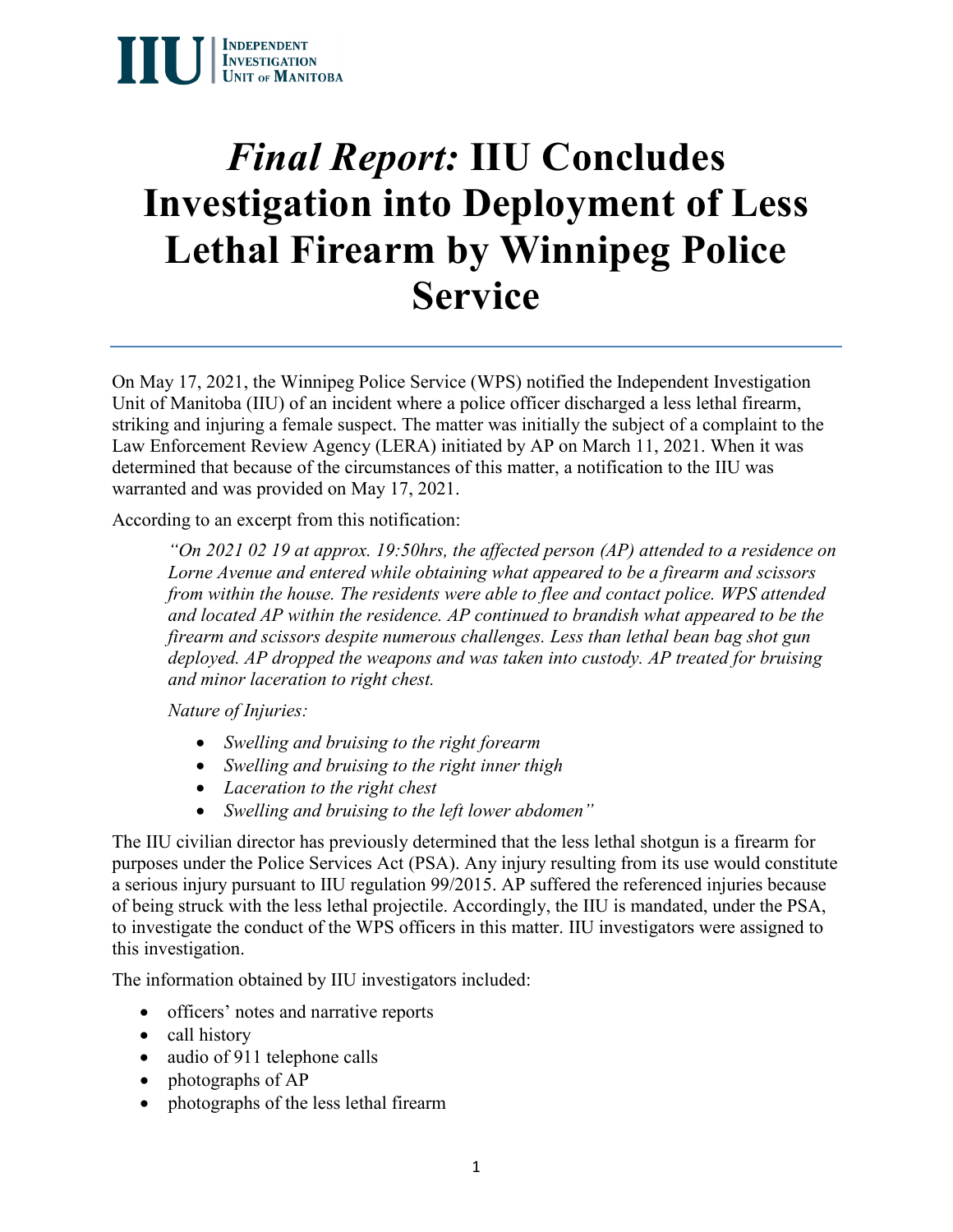IIU | Independent Investigation Unit of Manitoba

# *Final Report:* IIU Concludes Investigation into Deployment of Less Lethal Firearm by Winnipeg Police Service

On May 17, 2021, the Winnipeg Police Service (WPS) notified the Independent Investigation Unit of Manitoba (IIU) of an incident where a police officer discharged a less lethal firearm, striking and injuring a female suspect. The matter was initially the subject of a complaint to the Law Enforcement Review Agency (LERA) initiated by AP on March 11, 2021. When it was determined that because of the circumstances of this matter, a notification to the IIU was warranted and was provided on May 17, 2021.

According to an excerpt from this notification:

> *"On 2021 02 19 at approx. 19:50hrs, the affected person (AP) attended to a residence on Lorne Avenue and entered while obtaining what appeared to be a firearm and scissors from within the house. The residents were able to flee and contact police. WPS attended and located AP within the residence. AP continued to brandish what appeared to be the firearm and scissors despite numerous challenges. Less than lethal bean bag shot gun deployed. AP dropped the weapons and was taken into custody. AP treated for bruising and minor laceration to right chest.*
>
> *Nature of Injuries:*
>
> - *Swelling and bruising to the right forearm*
> - *Swelling and bruising to the right inner thigh*
> - *Laceration to the right chest*
> - *Swelling and bruising to the left lower abdomen"*

The IIU civilian director has previously determined that the less lethal shotgun is a firearm for purposes under the Police Services Act (PSA). Any injury resulting from its use would constitute a serious injury pursuant to IIU regulation 99/2015. AP suffered the referenced injuries because of being struck with the less lethal projectile. Accordingly, the IIU is mandated, under the PSA, to investigate the conduct of the WPS officers in this matter. IIU investigators were assigned to this investigation.

The information obtained by IIU investigators included:

- officers' notes and narrative reports
- call history
- audio of 911 telephone calls
- photographs of AP
- photographs of the less lethal firearm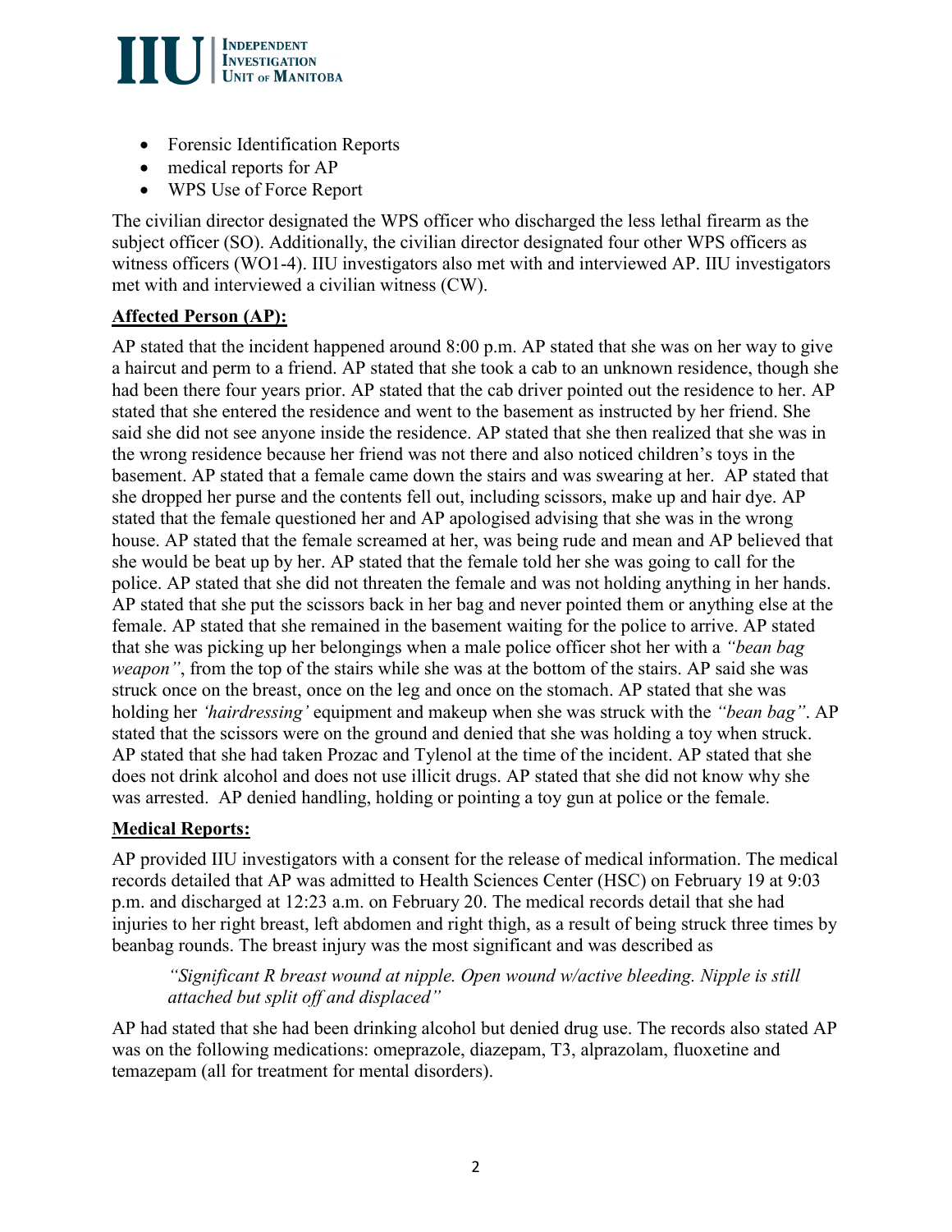- Forensic Identification Reports
- medical reports for AP
- WPS Use of Force Report

The civilian director designated the WPS officer who discharged the less lethal firearm as the subject officer (SO). Additionally, the civilian director designated four other WPS officers as witness officers (WO1-4). IIU investigators also met with and interviewed AP. IIU investigators met with and interviewed a civilian witness (CW).

**Affected Person (AP):**

AP stated that the incident happened around 8:00 p.m. AP stated that she was on her way to give a haircut and perm to a friend. AP stated that she took a cab to an unknown residence, though she had been there four years prior. AP stated that the cab driver pointed out the residence to her. AP stated that she entered the residence and went to the basement as instructed by her friend. She said she did not see anyone inside the residence. AP stated that she then realized that she was in the wrong residence because her friend was not there and also noticed children's toys in the basement. AP stated that a female came down the stairs and was swearing at her. AP stated that she dropped her purse and the contents fell out, including scissors, make up and hair dye. AP stated that the female questioned her and AP apologised advising that she was in the wrong house. AP stated that the female screamed at her, was being rude and mean and AP believed that she would be beat up by her. AP stated that the female told her she was going to call for the police. AP stated that she did not threaten the female and was not holding anything in her hands. AP stated that she put the scissors back in her bag and never pointed them or anything else at the female. AP stated that she remained in the basement waiting for the police to arrive. AP stated that she was picking up her belongings when a male police officer shot her with a *"bean bag weapon"*, from the top of the stairs while she was at the bottom of the stairs. AP said she was struck once on the breast, once on the leg and once on the stomach. AP stated that she was holding her *'hairdressing'* equipment and makeup when she was struck with the *"bean bag"*. AP stated that the scissors were on the ground and denied that she was holding a toy when struck. AP stated that she had taken Prozac and Tylenol at the time of the incident. AP stated that she does not drink alcohol and does not use illicit drugs. AP stated that she did not know why she was arrested. AP denied handling, holding or pointing a toy gun at police or the female.

**Medical Reports:**

AP provided IIU investigators with a consent for the release of medical information. The medical records detailed that AP was admitted to Health Sciences Center (HSC) on February 19 at 9:03 p.m. and discharged at 12:23 a.m. on February 20. The medical records detail that she had injuries to her right breast, left abdomen and right thigh, as a result of being struck three times by beanbag rounds. The breast injury was the most significant and was described as

> *"Significant R breast wound at nipple. Open wound w/active bleeding. Nipple is still attached but split off and displaced"*

AP had stated that she had been drinking alcohol but denied drug use. The records also stated AP was on the following medications: omeprazole, diazepam, T3, alprazolam, fluoxetine and temazepam (all for treatment for mental disorders).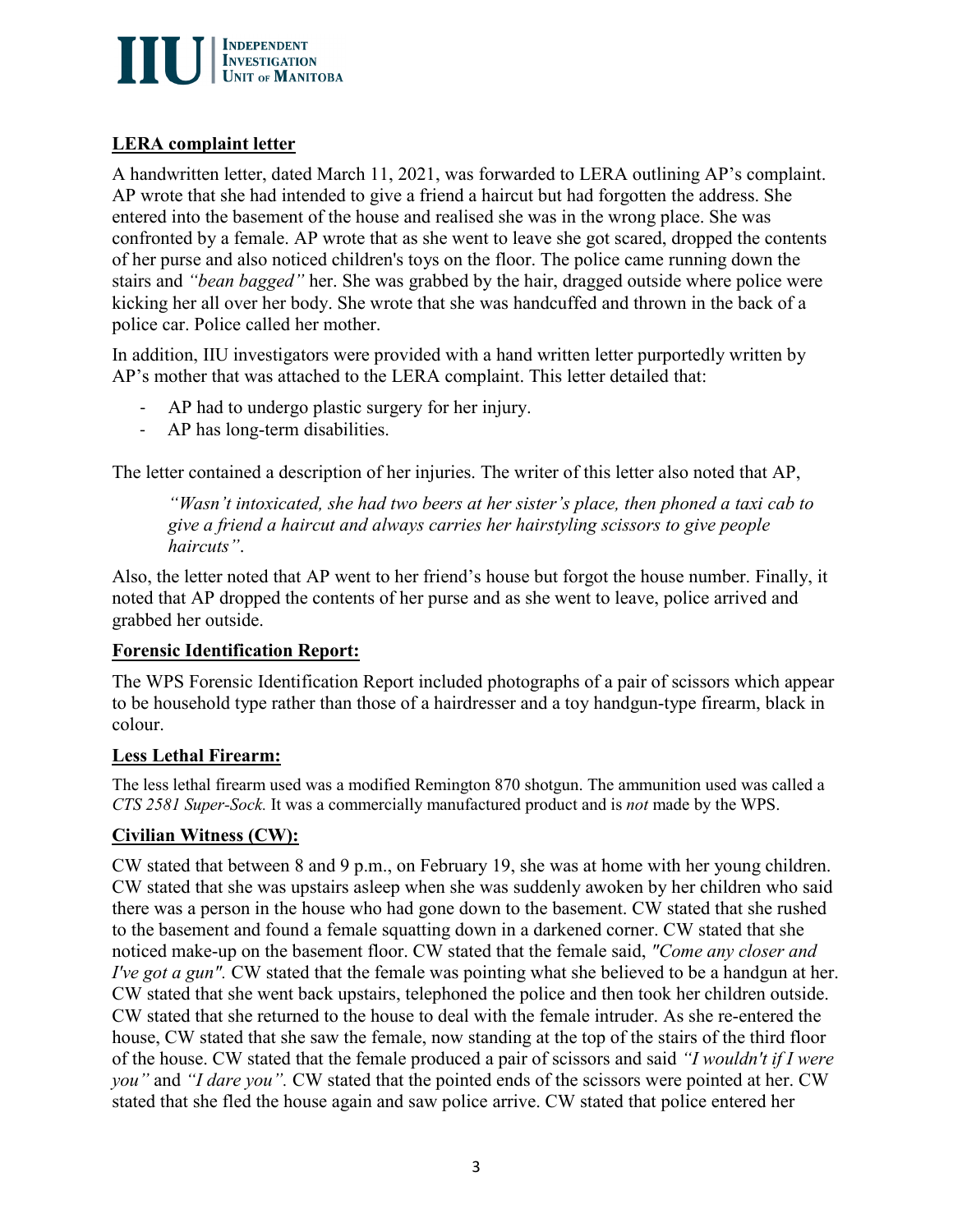## LERA complaint letter

A handwritten letter, dated March 11, 2021, was forwarded to LERA outlining AP's complaint. AP wrote that she had intended to give a friend a haircut but had forgotten the address. She entered into the basement of the house and realised she was in the wrong place. She was confronted by a female. AP wrote that as she went to leave she got scared, dropped the contents of her purse and also noticed children's toys on the floor. The police came running down the stairs and *"bean bagged"* her. She was grabbed by the hair, dragged outside where police were kicking her all over her body. She wrote that she was handcuffed and thrown in the back of a police car. Police called her mother.

In addition, IIU investigators were provided with a hand written letter purportedly written by AP's mother that was attached to the LERA complaint. This letter detailed that:

- AP had to undergo plastic surgery for her injury.
- AP has long-term disabilities.

The letter contained a description of her injuries. The writer of this letter also noted that AP,

> *"Wasn't intoxicated, she had two beers at her sister's place, then phoned a taxi cab to give a friend a haircut and always carries her hairstyling scissors to give people haircuts"*.

Also, the letter noted that AP went to her friend's house but forgot the house number. Finally, it noted that AP dropped the contents of her purse and as she went to leave, police arrived and grabbed her outside.

## Forensic Identification Report:

The WPS Forensic Identification Report included photographs of a pair of scissors which appear to be household type rather than those of a hairdresser and a toy handgun-type firearm, black in colour.

## Less Lethal Firearm:

The less lethal firearm used was a modified Remington 870 shotgun. The ammunition used was called a *CTS 2581 Super-Sock.* It was a commercially manufactured product and is *not* made by the WPS.

## Civilian Witness (CW):

CW stated that between 8 and 9 p.m., on February 19, she was at home with her young children. CW stated that she was upstairs asleep when she was suddenly awoken by her children who said there was a person in the house who had gone down to the basement. CW stated that she rushed to the basement and found a female squatting down in a darkened corner. CW stated that she noticed make-up on the basement floor. CW stated that the female said, *"Come any closer and I've got a gun".* CW stated that the female was pointing what she believed to be a handgun at her. CW stated that she went back upstairs, telephoned the police and then took her children outside. CW stated that she returned to the house to deal with the female intruder. As she re-entered the house, CW stated that she saw the female, now standing at the top of the stairs of the third floor of the house. CW stated that the female produced a pair of scissors and said *"I wouldn't if I were you"* and *"I dare you".* CW stated that the pointed ends of the scissors were pointed at her. CW stated that she fled the house again and saw police arrive. CW stated that police entered her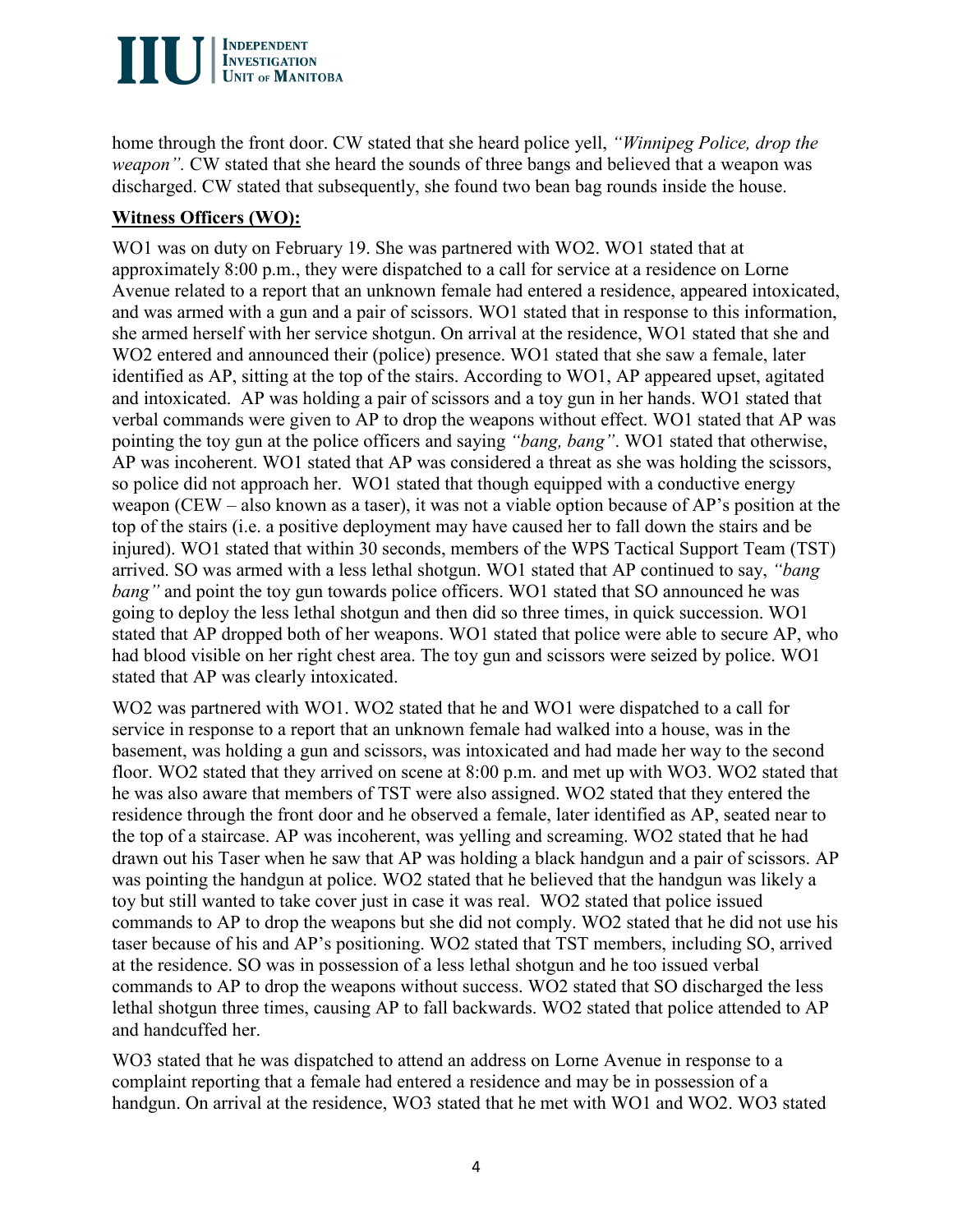home through the front door. CW stated that she heard police yell, *"Winnipeg Police, drop the weapon".* CW stated that she heard the sounds of three bangs and believed that a weapon was discharged. CW stated that subsequently, she found two bean bag rounds inside the house.

**Witness Officers (WO):**

WO1 was on duty on February 19. She was partnered with WO2. WO1 stated that at approximately 8:00 p.m., they were dispatched to a call for service at a residence on Lorne Avenue related to a report that an unknown female had entered a residence, appeared intoxicated, and was armed with a gun and a pair of scissors. WO1 stated that in response to this information, she armed herself with her service shotgun. On arrival at the residence, WO1 stated that she and WO2 entered and announced their (police) presence. WO1 stated that she saw a female, later identified as AP, sitting at the top of the stairs. According to WO1, AP appeared upset, agitated and intoxicated. AP was holding a pair of scissors and a toy gun in her hands. WO1 stated that verbal commands were given to AP to drop the weapons without effect. WO1 stated that AP was pointing the toy gun at the police officers and saying *"bang, bang"*. WO1 stated that otherwise, AP was incoherent. WO1 stated that AP was considered a threat as she was holding the scissors, so police did not approach her. WO1 stated that though equipped with a conductive energy weapon (CEW – also known as a taser), it was not a viable option because of AP's position at the top of the stairs (i.e. a positive deployment may have caused her to fall down the stairs and be injured). WO1 stated that within 30 seconds, members of the WPS Tactical Support Team (TST) arrived. SO was armed with a less lethal shotgun. WO1 stated that AP continued to say, *"bang bang"* and point the toy gun towards police officers. WO1 stated that SO announced he was going to deploy the less lethal shotgun and then did so three times, in quick succession. WO1 stated that AP dropped both of her weapons. WO1 stated that police were able to secure AP, who had blood visible on her right chest area. The toy gun and scissors were seized by police. WO1 stated that AP was clearly intoxicated.

WO2 was partnered with WO1. WO2 stated that he and WO1 were dispatched to a call for service in response to a report that an unknown female had walked into a house, was in the basement, was holding a gun and scissors, was intoxicated and had made her way to the second floor. WO2 stated that they arrived on scene at 8:00 p.m. and met up with WO3. WO2 stated that he was also aware that members of TST were also assigned. WO2 stated that they entered the residence through the front door and he observed a female, later identified as AP, seated near to the top of a staircase. AP was incoherent, was yelling and screaming. WO2 stated that he had drawn out his Taser when he saw that AP was holding a black handgun and a pair of scissors. AP was pointing the handgun at police. WO2 stated that he believed that the handgun was likely a toy but still wanted to take cover just in case it was real. WO2 stated that police issued commands to AP to drop the weapons but she did not comply. WO2 stated that he did not use his taser because of his and AP's positioning. WO2 stated that TST members, including SO, arrived at the residence. SO was in possession of a less lethal shotgun and he too issued verbal commands to AP to drop the weapons without success. WO2 stated that SO discharged the less lethal shotgun three times, causing AP to fall backwards. WO2 stated that police attended to AP and handcuffed her.

WO3 stated that he was dispatched to attend an address on Lorne Avenue in response to a complaint reporting that a female had entered a residence and may be in possession of a handgun. On arrival at the residence, WO3 stated that he met with WO1 and WO2. WO3 stated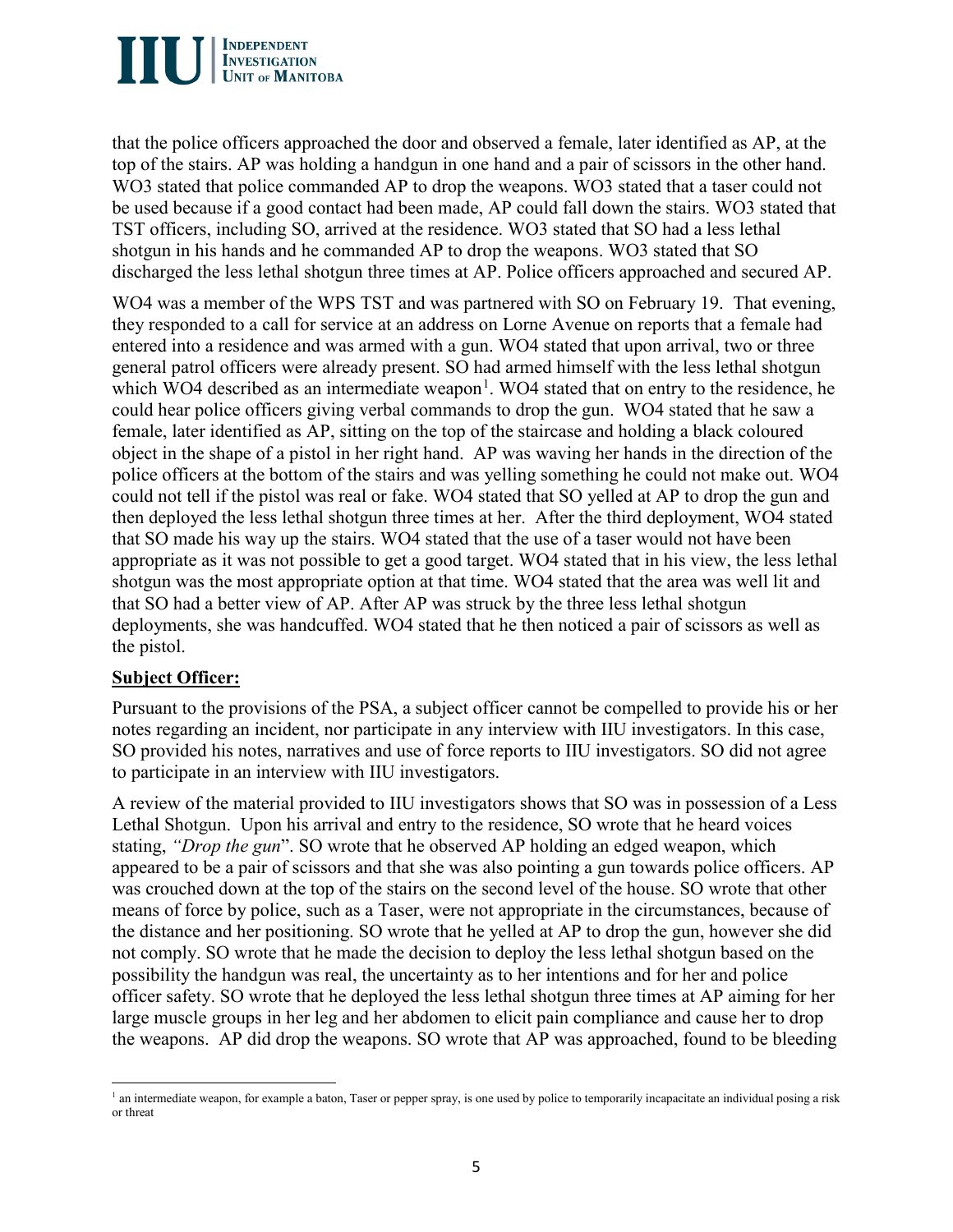that the police officers approached the door and observed a female, later identified as AP, at the top of the stairs. AP was holding a handgun in one hand and a pair of scissors in the other hand. WO3 stated that police commanded AP to drop the weapons. WO3 stated that a taser could not be used because if a good contact had been made, AP could fall down the stairs. WO3 stated that TST officers, including SO, arrived at the residence. WO3 stated that SO had a less lethal shotgun in his hands and he commanded AP to drop the weapons. WO3 stated that SO discharged the less lethal shotgun three times at AP. Police officers approached and secured AP.

WO4 was a member of the WPS TST and was partnered with SO on February 19. That evening, they responded to a call for service at an address on Lorne Avenue on reports that a female had entered into a residence and was armed with a gun. WO4 stated that upon arrival, two or three general patrol officers were already present. SO had armed himself with the less lethal shotgun which WO4 described as an intermediate weapon[1]. WO4 stated that on entry to the residence, he could hear police officers giving verbal commands to drop the gun. WO4 stated that he saw a female, later identified as AP, sitting on the top of the staircase and holding a black coloured object in the shape of a pistol in her right hand. AP was waving her hands in the direction of the police officers at the bottom of the stairs and was yelling something he could not make out. WO4 could not tell if the pistol was real or fake. WO4 stated that SO yelled at AP to drop the gun and then deployed the less lethal shotgun three times at her. After the third deployment, WO4 stated that SO made his way up the stairs. WO4 stated that the use of a taser would not have been appropriate as it was not possible to get a good target. WO4 stated that in his view, the less lethal shotgun was the most appropriate option at that time. WO4 stated that the area was well lit and that SO had a better view of AP. After AP was struck by the three less lethal shotgun deployments, she was handcuffed. WO4 stated that he then noticed a pair of scissors as well as the pistol.

**Subject Officer:**

Pursuant to the provisions of the PSA, a subject officer cannot be compelled to provide his or her notes regarding an incident, nor participate in any interview with IIU investigators. In this case, SO provided his notes, narratives and use of force reports to IIU investigators. SO did not agree to participate in an interview with IIU investigators.

A review of the material provided to IIU investigators shows that SO was in possession of a Less Lethal Shotgun. Upon his arrival and entry to the residence, SO wrote that he heard voices stating, *"Drop the gun*". SO wrote that he observed AP holding an edged weapon, which appeared to be a pair of scissors and that she was also pointing a gun towards police officers. AP was crouched down at the top of the stairs on the second level of the house. SO wrote that other means of force by police, such as a Taser, were not appropriate in the circumstances, because of the distance and her positioning. SO wrote that he yelled at AP to drop the gun, however she did not comply. SO wrote that he made the decision to deploy the less lethal shotgun based on the possibility the handgun was real, the uncertainty as to her intentions and for her and police officer safety. SO wrote that he deployed the less lethal shotgun three times at AP aiming for her large muscle groups in her leg and her abdomen to elicit pain compliance and cause her to drop the weapons. AP did drop the weapons. SO wrote that AP was approached, found to be bleeding

[1] an intermediate weapon, for example a baton, Taser or pepper spray, is one used by police to temporarily incapacitate an individual posing a risk or threat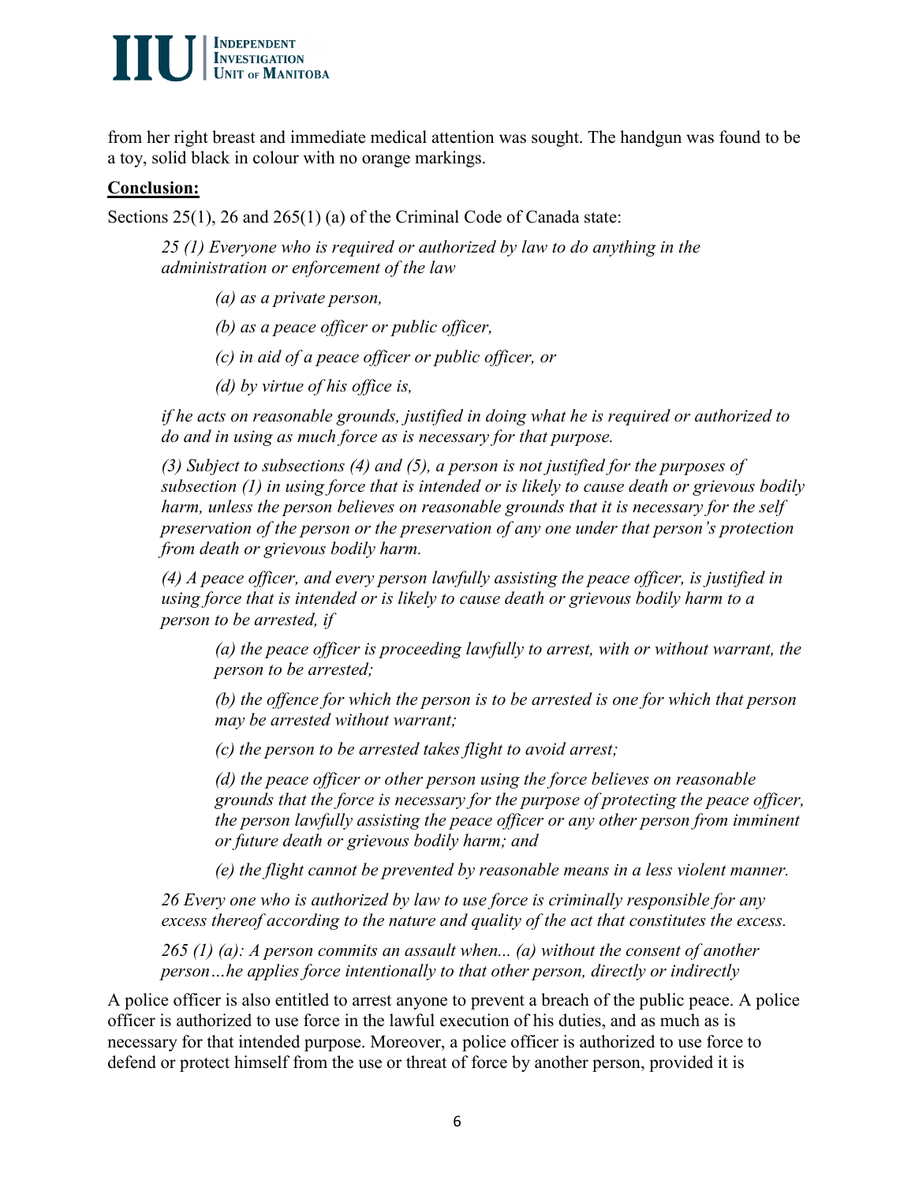from her right breast and immediate medical attention was sought. The handgun was found to be a toy, solid black in colour with no orange markings.

**Conclusion:**

Sections 25(1), 26 and 265(1) (a) of the Criminal Code of Canada state:

> *25 (1) Everyone who is required or authorized by law to do anything in the administration or enforcement of the law*
>
> > *(a) as a private person,*
> >
> > *(b) as a peace officer or public officer,*
> >
> > *(c) in aid of a peace officer or public officer, or*
> >
> > *(d) by virtue of his office is,*
>
> *if he acts on reasonable grounds, justified in doing what he is required or authorized to do and in using as much force as is necessary for that purpose.*
>
> *(3) Subject to subsections (4) and (5), a person is not justified for the purposes of subsection (1) in using force that is intended or is likely to cause death or grievous bodily harm, unless the person believes on reasonable grounds that it is necessary for the self preservation of the person or the preservation of any one under that person's protection from death or grievous bodily harm.*
>
> *(4) A peace officer, and every person lawfully assisting the peace officer, is justified in using force that is intended or is likely to cause death or grievous bodily harm to a person to be arrested, if*
>
> > *(a) the peace officer is proceeding lawfully to arrest, with or without warrant, the person to be arrested;*
> >
> > *(b) the offence for which the person is to be arrested is one for which that person may be arrested without warrant;*
> >
> > *(c) the person to be arrested takes flight to avoid arrest;*
> >
> > *(d) the peace officer or other person using the force believes on reasonable grounds that the force is necessary for the purpose of protecting the peace officer, the person lawfully assisting the peace officer or any other person from imminent or future death or grievous bodily harm; and*
> >
> > *(e) the flight cannot be prevented by reasonable means in a less violent manner.*
>
> *26 Every one who is authorized by law to use force is criminally responsible for any excess thereof according to the nature and quality of the act that constitutes the excess.*
>
> *265 (1) (a): A person commits an assault when... (a) without the consent of another person…he applies force intentionally to that other person, directly or indirectly*

A police officer is also entitled to arrest anyone to prevent a breach of the public peace. A police officer is authorized to use force in the lawful execution of his duties, and as much as is necessary for that intended purpose. Moreover, a police officer is authorized to use force to defend or protect himself from the use or threat of force by another person, provided it is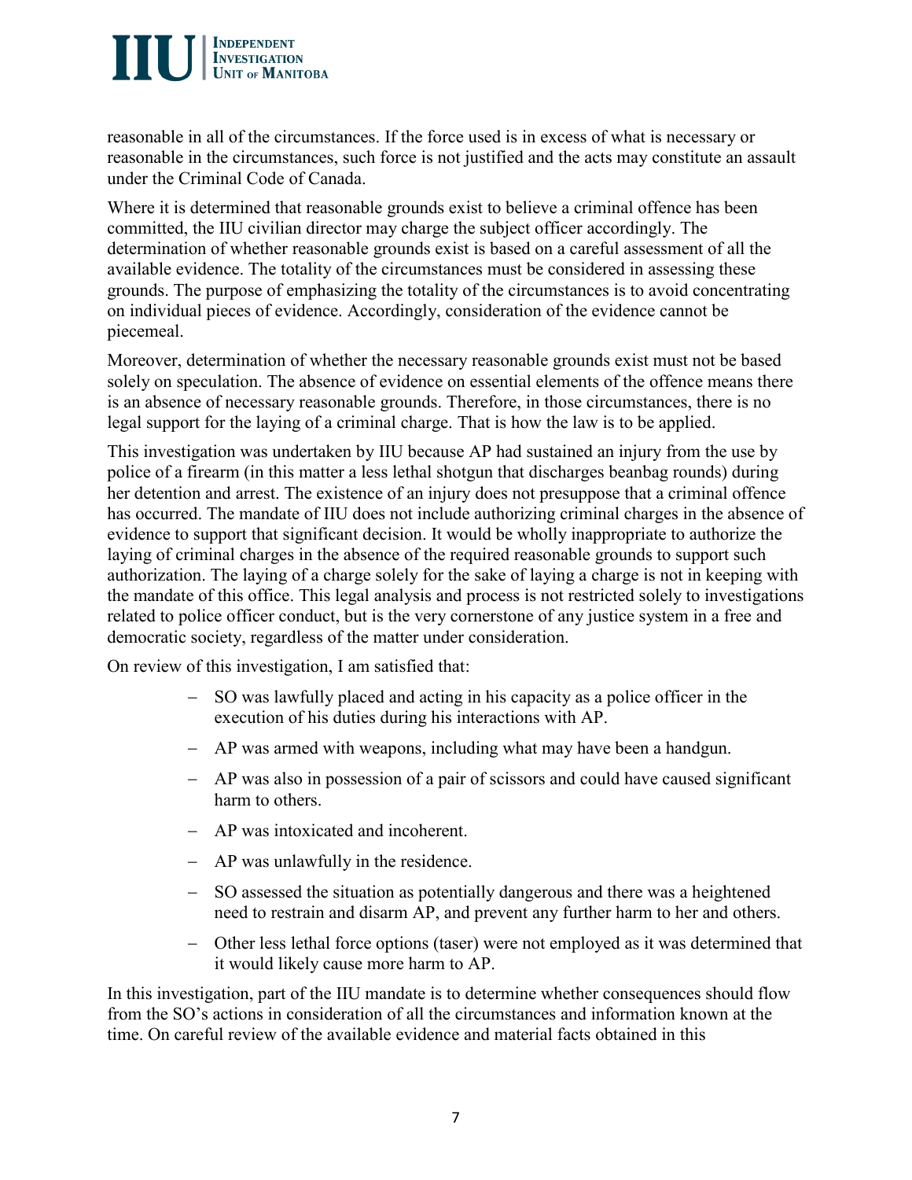reasonable in all of the circumstances. If the force used is in excess of what is necessary or reasonable in the circumstances, such force is not justified and the acts may constitute an assault under the Criminal Code of Canada.

Where it is determined that reasonable grounds exist to believe a criminal offence has been committed, the IIU civilian director may charge the subject officer accordingly. The determination of whether reasonable grounds exist is based on a careful assessment of all the available evidence. The totality of the circumstances must be considered in assessing these grounds. The purpose of emphasizing the totality of the circumstances is to avoid concentrating on individual pieces of evidence. Accordingly, consideration of the evidence cannot be piecemeal.

Moreover, determination of whether the necessary reasonable grounds exist must not be based solely on speculation. The absence of evidence on essential elements of the offence means there is an absence of necessary reasonable grounds. Therefore, in those circumstances, there is no legal support for the laying of a criminal charge. That is how the law is to be applied.

This investigation was undertaken by IIU because AP had sustained an injury from the use by police of a firearm (in this matter a less lethal shotgun that discharges beanbag rounds) during her detention and arrest. The existence of an injury does not presuppose that a criminal offence has occurred. The mandate of IIU does not include authorizing criminal charges in the absence of evidence to support that significant decision. It would be wholly inappropriate to authorize the laying of criminal charges in the absence of the required reasonable grounds to support such authorization. The laying of a charge solely for the sake of laying a charge is not in keeping with the mandate of this office. This legal analysis and process is not restricted solely to investigations related to police officer conduct, but is the very cornerstone of any justice system in a free and democratic society, regardless of the matter under consideration.

On review of this investigation, I am satisfied that:

- SO was lawfully placed and acting in his capacity as a police officer in the execution of his duties during his interactions with AP.
- AP was armed with weapons, including what may have been a handgun.
- AP was also in possession of a pair of scissors and could have caused significant harm to others.
- AP was intoxicated and incoherent.
- AP was unlawfully in the residence.
- SO assessed the situation as potentially dangerous and there was a heightened need to restrain and disarm AP, and prevent any further harm to her and others.
- Other less lethal force options (taser) were not employed as it was determined that it would likely cause more harm to AP.

In this investigation, part of the IIU mandate is to determine whether consequences should flow from the SO's actions in consideration of all the circumstances and information known at the time. On careful review of the available evidence and material facts obtained in this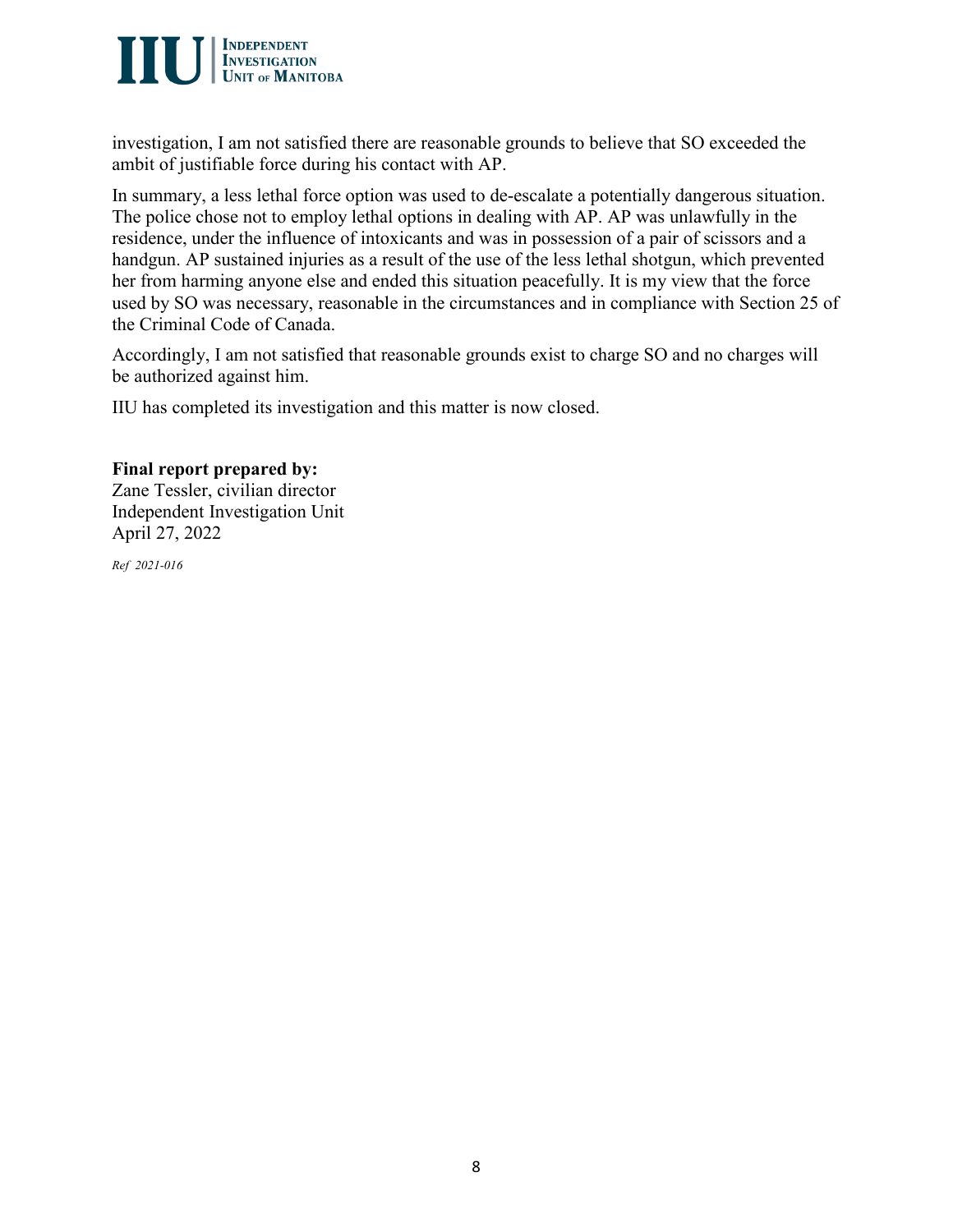investigation, I am not satisfied there are reasonable grounds to believe that SO exceeded the ambit of justifiable force during his contact with AP.

In summary, a less lethal force option was used to de-escalate a potentially dangerous situation. The police chose not to employ lethal options in dealing with AP. AP was unlawfully in the residence, under the influence of intoxicants and was in possession of a pair of scissors and a handgun. AP sustained injuries as a result of the use of the less lethal shotgun, which prevented her from harming anyone else and ended this situation peacefully. It is my view that the force used by SO was necessary, reasonable in the circumstances and in compliance with Section 25 of the Criminal Code of Canada.

Accordingly, I am not satisfied that reasonable grounds exist to charge SO and no charges will be authorized against him.

IIU has completed its investigation and this matter is now closed.

**Final report prepared by:**
Zane Tessler, civilian director
Independent Investigation Unit
April 27, 2022

*Ref 2021-016*